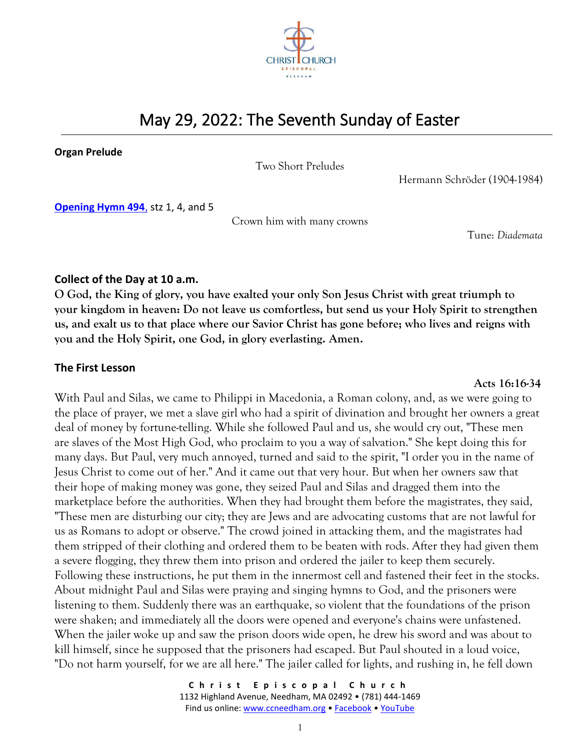# May 29, 2022: The Seventh Sunday of Easter

**Organ Prelude**

Two Short Preludes

Hermann Schröder (1904-1984)

**Opening Hymn 494**, stz 1, 4, and 5

Crown him with many crowns

Tune: *Diademata*

## Collect of the Day at 10 a.m.

**O God, the King of glory, you have exalted your only Son Jesus Christ with great triumph to your kingdom in heaven: Do not leave us comfortless, but send us your Holy Spirit to strengthen us, and exalt us to that place where our Savior Christ has gone before; who lives and reigns with you and the Holy Spirit, one God, in glory everlasting. Amen.**

## The First Lesson

**Acts 16:16-34**

With Paul and Silas, we came to Philippi in Macedonia, a Roman colony, and, as we were going to the place of prayer, we met a slave girl who had a spirit of divination and brought her owners a great deal of money by fortune-telling. While she followed Paul and us, she would cry out, "These men are slaves of the Most High God, who proclaim to you a way of salvation." She kept doing this for many days. But Paul, very much annoyed, turned and said to the spirit, "I order you in the name of Jesus Christ to come out of her." And it came out that very hour. But when her owners saw that their hope of making money was gone, they seized Paul and Silas and dragged them into the marketplace before the authorities. When they had brought them before the magistrates, they said, "These men are disturbing our city; they are Jews and are advocating customs that are not lawful for us as Romans to adopt or observe." The crowd joined in attacking them, and the magistrates had them stripped of their clothing and ordered them to be beaten with rods. After they had given them a severe flogging, they threw them into prison and ordered the jailer to keep them securely. Following these instructions, he put them in the innermost cell and fastened their feet in the stocks. About midnight Paul and Silas were praying and singing hymns to God, and the prisoners were listening to them. Suddenly there was an earthquake, so violent that the foundations of the prison were shaken; and immediately all the doors were opened and everyone's chains were unfastened. When the jailer woke up and saw the prison doors wide open, he drew his sword and was about to kill himself, since he supposed that the prisoners had escaped. But Paul shouted in a loud voice, "Do not harm yourself, for we are all here." The jailer called for lights, and rushing in, he fell down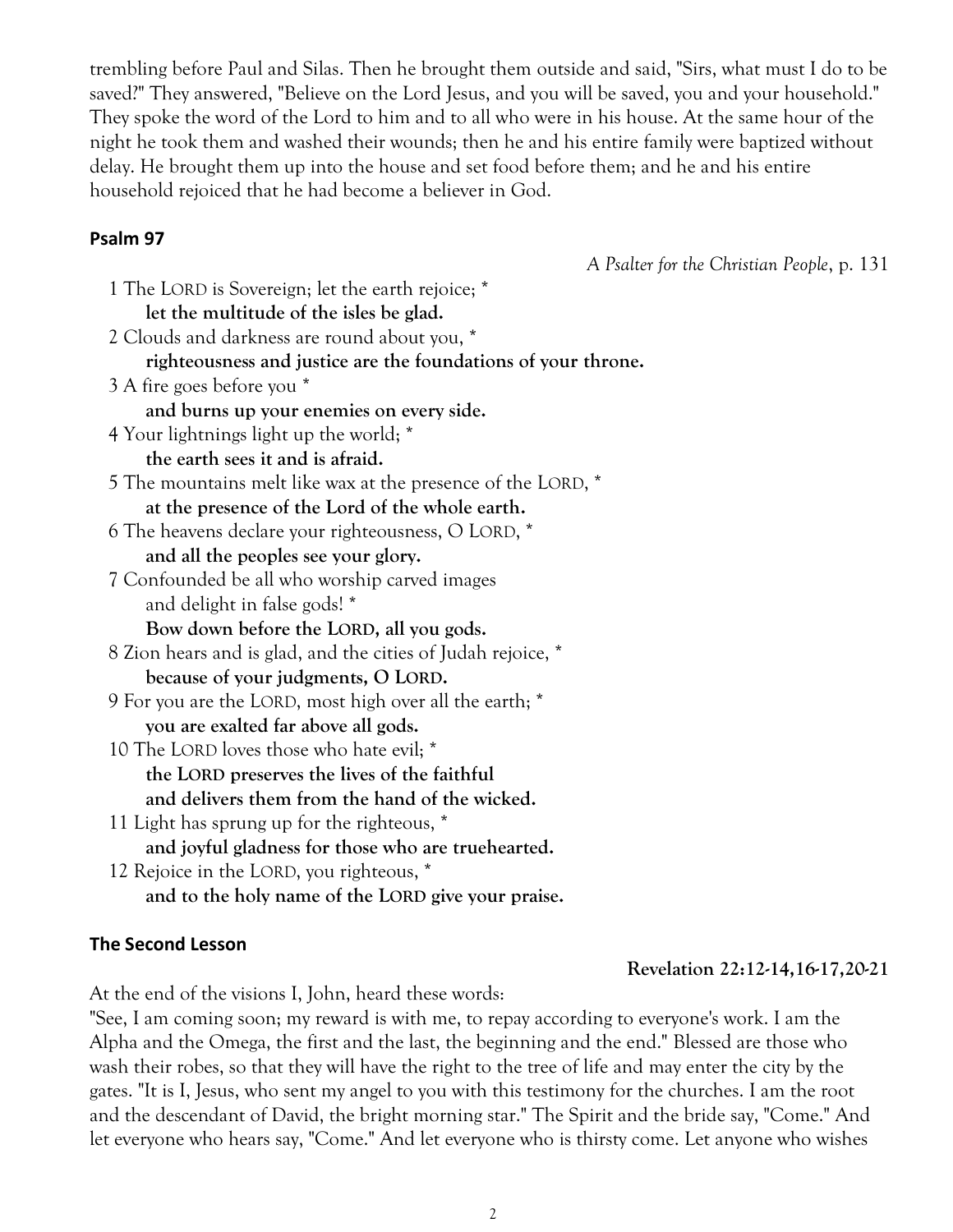trembling before Paul and Silas. Then he brought them outside and said, "Sirs, what must I do to be saved?" They answered, "Believe on the Lord Jesus, and you will be saved, you and your household." They spoke the word of the Lord to him and to all who were in his house. At the same hour of the night he took them and washed their wounds; then he and his entire family were baptized without delay. He brought them up into the house and set food before them; and he and his entire household rejoiced that he had become a believer in God.

### Psalm 97

*A Psalter for the Christian People*, p. 131

1 The LORD is Sovereign; let the earth rejoice; *
**let the multitude of the isles be glad.**

2 Clouds and darkness are round about you, *
**righteousness and justice are the foundations of your throne.**

3 A fire goes before you *
**and burns up your enemies on every side.**

4 Your lightnings light up the world; *
**the earth sees it and is afraid.**

5 The mountains melt like wax at the presence of the LORD, *
**at the presence of the Lord of the whole earth.**

6 The heavens declare your righteousness, O LORD, *
**and all the peoples see your glory.**

7 Confounded be all who worship carved images
and delight in false gods! *
**Bow down before the LORD, all you gods.**

8 Zion hears and is glad, and the cities of Judah rejoice, *
**because of your judgments, O LORD.**

9 For you are the LORD, most high over all the earth; *
**you are exalted far above all gods.**

10 The LORD loves those who hate evil; *
**the LORD preserves the lives of the faithful**
**and delivers them from the hand of the wicked.**

11 Light has sprung up for the righteous, *
**and joyful gladness for those who are truehearted.**

12 Rejoice in the LORD, you righteous, *
**and to the holy name of the LORD give your praise.**

### The Second Lesson

**Revelation 22:12-14,16-17,20-21**

At the end of the visions I, John, heard these words:
"See, I am coming soon; my reward is with me, to repay according to everyone's work. I am the Alpha and the Omega, the first and the last, the beginning and the end." Blessed are those who wash their robes, so that they will have the right to the tree of life and may enter the city by the gates. "It is I, Jesus, who sent my angel to you with this testimony for the churches. I am the root and the descendant of David, the bright morning star." The Spirit and the bride say, "Come." And let everyone who hears say, "Come." And let everyone who is thirsty come. Let anyone who wishes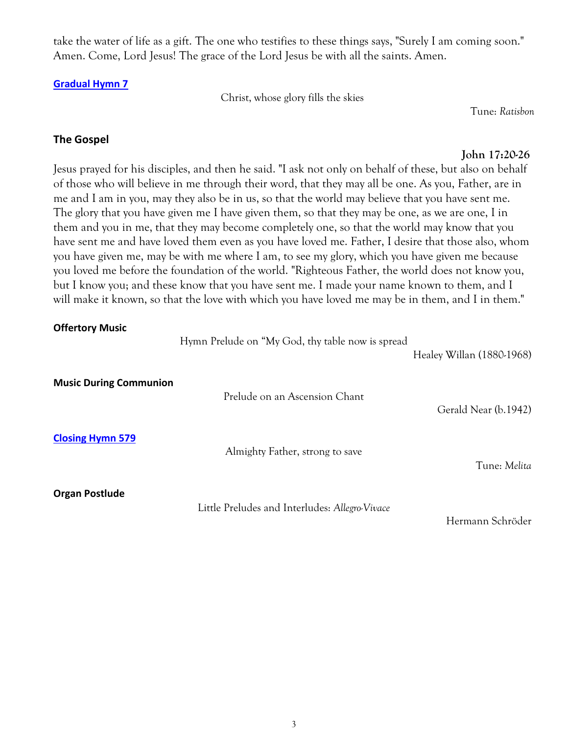take the water of life as a gift. The one who testifies to these things says, "Surely I am coming soon." Amen. Come, Lord Jesus! The grace of the Lord Jesus be with all the saints. Amen.

**Gradual Hymn 7**

Christ, whose glory fills the skies

Tune: *Ratisbon*

**The Gospel**

**John 17:20-26**

Jesus prayed for his disciples, and then he said. "I ask not only on behalf of these, but also on behalf of those who will believe in me through their word, that they may all be one. As you, Father, are in me and I am in you, may they also be in us, so that the world may believe that you have sent me. The glory that you have given me I have given them, so that they may be one, as we are one, I in them and you in me, that they may become completely one, so that the world may know that you have sent me and have loved them even as you have loved me. Father, I desire that those also, whom you have given me, may be with me where I am, to see my glory, which you have given me because you loved me before the foundation of the world. "Righteous Father, the world does not know you, but I know you; and these know that you have sent me. I made your name known to them, and I will make it known, so that the love with which you have loved me may be in them, and I in them."

**Offertory Music**

Hymn Prelude on "My God, thy table now is spread

Healey Willan (1880-1968)

**Music During Communion**

Prelude on an Ascension Chant

Gerald Near (b.1942)

**Closing Hymn 579**

Almighty Father, strong to save

Tune: *Melita*

**Organ Postlude**

Little Preludes and Interludes: *Allegro-Vivace*

Hermann Schröder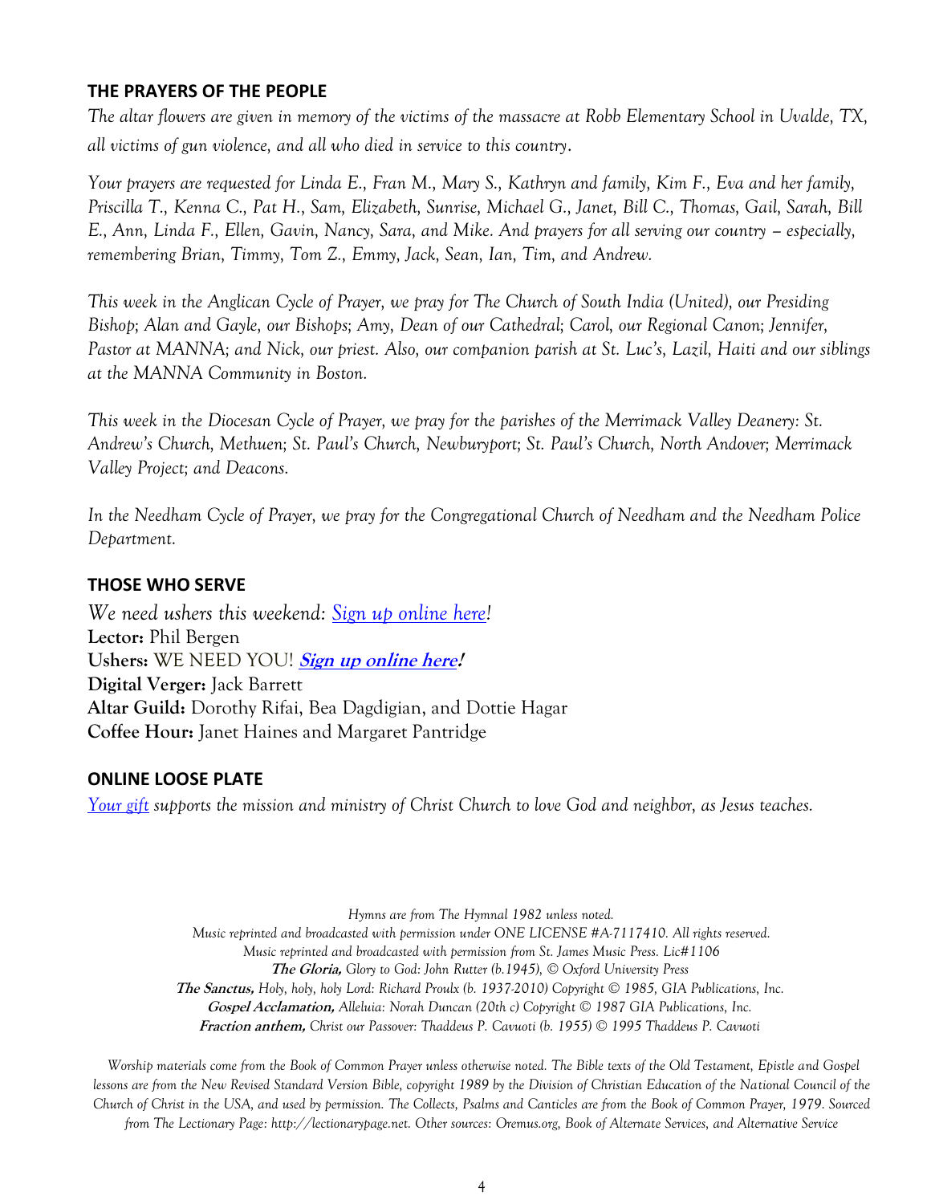## THE PRAYERS OF THE PEOPLE

*The altar flowers are given in memory of the victims of the massacre at Robb Elementary School in Uvalde, TX, all victims of gun violence, and all who died in service to this country.*

*Your prayers are requested for Linda E., Fran M., Mary S., Kathryn and family, Kim F., Eva and her family, Priscilla T., Kenna C., Pat H., Sam, Elizabeth, Sunrise, Michael G., Janet, Bill C., Thomas, Gail, Sarah, Bill E., Ann, Linda F., Ellen, Gavin, Nancy, Sara, and Mike. And prayers for all serving our country – especially, remembering Brian, Timmy, Tom Z., Emmy, Jack, Sean, Ian, Tim, and Andrew.*

*This week in the Anglican Cycle of Prayer, we pray for The Church of South India (United), our Presiding Bishop; Alan and Gayle, our Bishops; Amy, Dean of our Cathedral; Carol, our Regional Canon; Jennifer, Pastor at MANNA; and Nick, our priest. Also, our companion parish at St. Luc's, Lazil, Haiti and our siblings at the MANNA Community in Boston.*

*This week in the Diocesan Cycle of Prayer, we pray for the parishes of the Merrimack Valley Deanery: St. Andrew's Church, Methuen; St. Paul's Church, Newburyport; St. Paul's Church, North Andover; Merrimack Valley Project; and Deacons.*

*In the Needham Cycle of Prayer, we pray for the Congregational Church of Needham and the Needham Police Department.*

## THOSE WHO SERVE

*We need ushers this weekend: Sign up online here!*

**Lector:** Phil Bergen
**Ushers:** WE NEED YOU! ***Sign up online here!***
**Digital Verger:** Jack Barrett
**Altar Guild:** Dorothy Rifai, Bea Dagdigian, and Dottie Hagar
**Coffee Hour:** Janet Haines and Margaret Pantridge

## ONLINE LOOSE PLATE

*Your gift supports the mission and ministry of Christ Church to love God and neighbor, as Jesus teaches.*

*Hymns are from The Hymnal 1982 unless noted.*
*Music reprinted and broadcasted with permission under ONE LICENSE #A-7117410. All rights reserved.*
*Music reprinted and broadcasted with permission from St. James Music Press. Lic#1106*
***The Gloria,** Glory to God: John Rutter (b.1945), © Oxford University Press*
***The Sanctus,** Holy, holy, holy Lord: Richard Proulx (b. 1937-2010) Copyright © 1985, GIA Publications, Inc.*
***Gospel Acclamation,** Alleluia: Norah Duncan (20th c) Copyright © 1987 GIA Publications, Inc.*
***Fraction anthem,** Christ our Passover: Thaddeus P. Cavuoti (b. 1955) © 1995 Thaddeus P. Cavuoti*

*Worship materials come from the Book of Common Prayer unless otherwise noted. The Bible texts of the Old Testament, Epistle and Gospel lessons are from the New Revised Standard Version Bible, copyright 1989 by the Division of Christian Education of the National Council of the Church of Christ in the USA, and used by permission. The Collects, Psalms and Canticles are from the Book of Common Prayer, 1979. Sourced from The Lectionary Page: http://lectionarypage.net. Other sources: Oremus.org, Book of Alternate Services, and Alternative Service*